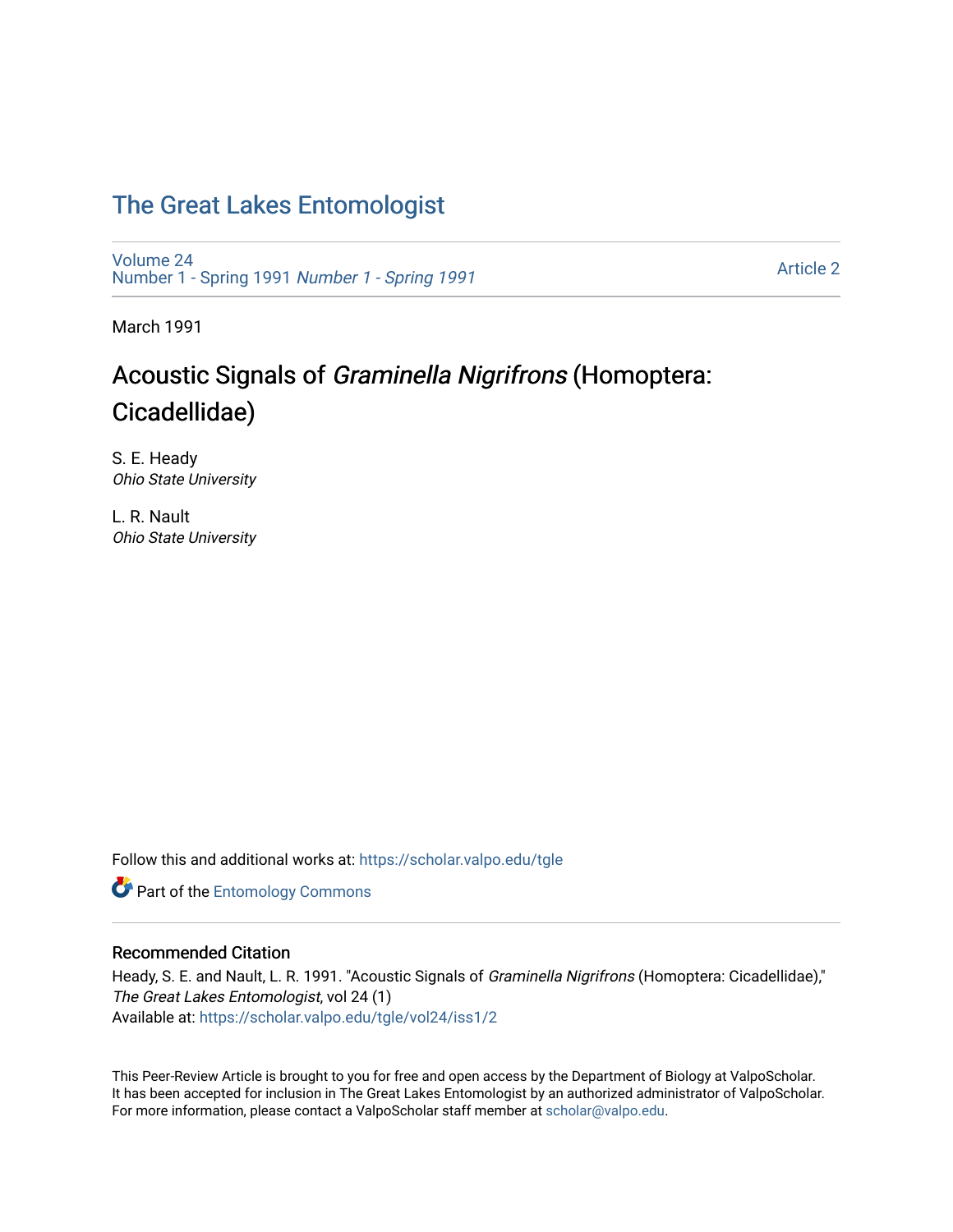# The Great Lakes Entomologist

Volume 24
Number 1 - Spring 1991 *Number 1 - Spring 1991*

Article 2

March 1991

## Acoustic Signals of *Graminella Nigrifrons* (Homoptera: Cicadellidae)

S. E. Heady
*Ohio State University*

L. R. Nault
*Ohio State University*

Follow this and additional works at: https://scholar.valpo.edu/tgle

Part of the Entomology Commons

### Recommended Citation

Heady, S. E. and Nault, L. R. 1991. "Acoustic Signals of *Graminella Nigrifrons* (Homoptera: Cicadellidae)," *The Great Lakes Entomologist*, vol 24 (1)
Available at: https://scholar.valpo.edu/tgle/vol24/iss1/2

This Peer-Review Article is brought to you for free and open access by the Department of Biology at ValpoScholar. It has been accepted for inclusion in The Great Lakes Entomologist by an authorized administrator of ValpoScholar. For more information, please contact a ValpoScholar staff member at scholar@valpo.edu.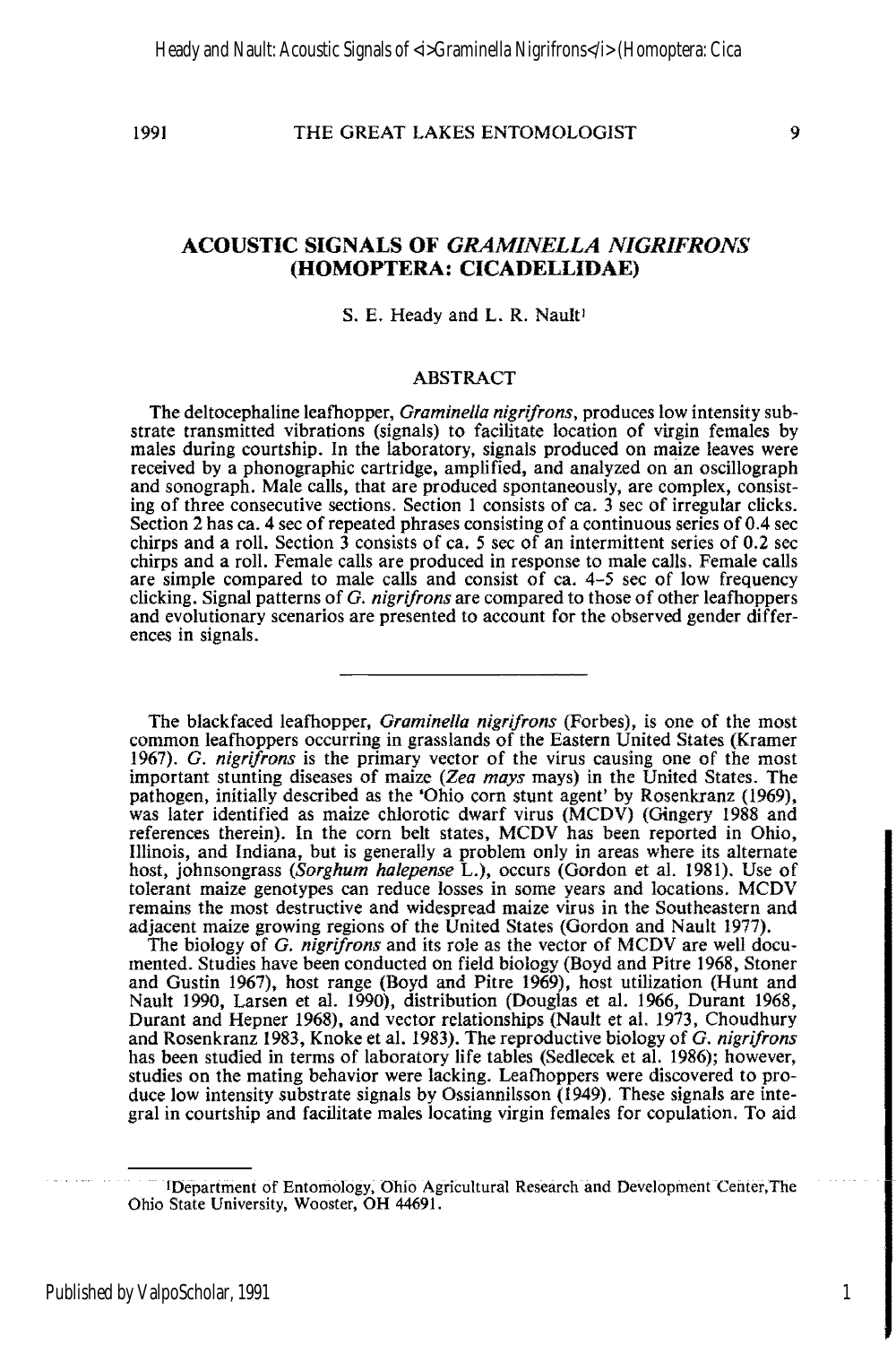# ACOUSTIC SIGNALS OF *GRAMINELLA NIGRIFRONS* (HOMOPTERA: CICADELLIDAE)

S. E. Heady and L. R. Nault[1]

## ABSTRACT

The deltocephaline leafhopper, *Graminella nigrifrons*, produces low intensity substrate transmitted vibrations (signals) to facilitate location of virgin females by males during courtship. In the laboratory, signals produced on maize leaves were received by a phonographic cartridge, amplified, and analyzed on an oscillograph and sonograph. Male calls, that are produced spontaneously, are complex, consisting of three consecutive sections. Section 1 consists of ca. 3 sec of irregular clicks. Section 2 has ca. 4 sec of repeated phrases consisting of a continuous series of 0.4 sec chirps and a roll. Section 3 consists of ca. 5 sec of an intermittent series of 0.2 sec chirps and a roll. Female calls are produced in response to male calls. Female calls are simple compared to male calls and consist of ca. 4–5 sec of low frequency clicking. Signal patterns of *G. nigrifrons* are compared to those of other leafhoppers and evolutionary scenarios are presented to account for the observed gender differences in signals.

---

The blackfaced leafhopper, *Graminella nigrifrons* (Forbes), is one of the most common leafhoppers occurring in grasslands of the Eastern United States (Kramer 1967). *G. nigrifrons* is the primary vector of the virus causing one of the most important stunting diseases of maize (*Zea mays* mays) in the United States. The pathogen, initially described as the 'Ohio corn stunt agent' by Rosenkranz (1969), was later identified as maize chlorotic dwarf virus (MCDV) (Gingery 1988 and references therein). In the corn belt states, MCDV has been reported in Ohio, Illinois, and Indiana, but is generally a problem only in areas where its alternate host, johnsongrass (*Sorghum halepense* L.), occurs (Gordon et al. 1981). Use of tolerant maize genotypes can reduce losses in some years and locations. MCDV remains the most destructive and widespread maize virus in the Southeastern and adjacent maize growing regions of the United States (Gordon and Nault 1977).

The biology of *G. nigrifrons* and its role as the vector of MCDV are well documented. Studies have been conducted on field biology (Boyd and Pitre 1968, Stoner and Gustin 1967), host range (Boyd and Pitre 1969), host utilization (Hunt and Nault 1990, Larsen et al. 1990), distribution (Douglas et al. 1966, Durant 1968, Durant and Hepner 1968), and vector relationships (Nault et al. 1973, Choudhury and Rosenkranz 1983, Knoke et al. 1983). The reproductive biology of *G. nigrifrons* has been studied in terms of laboratory life tables (Sedlecek et al. 1986); however, studies on the mating behavior were lacking. Leafhoppers were discovered to produce low intensity substrate signals by Ossiannilsson (1949). These signals are integral in courtship and facilitate males locating virgin females for copulation. To aid

[1]Department of Entomology, Ohio Agricultural Research and Development Center, The Ohio State University, Wooster, OH 44691.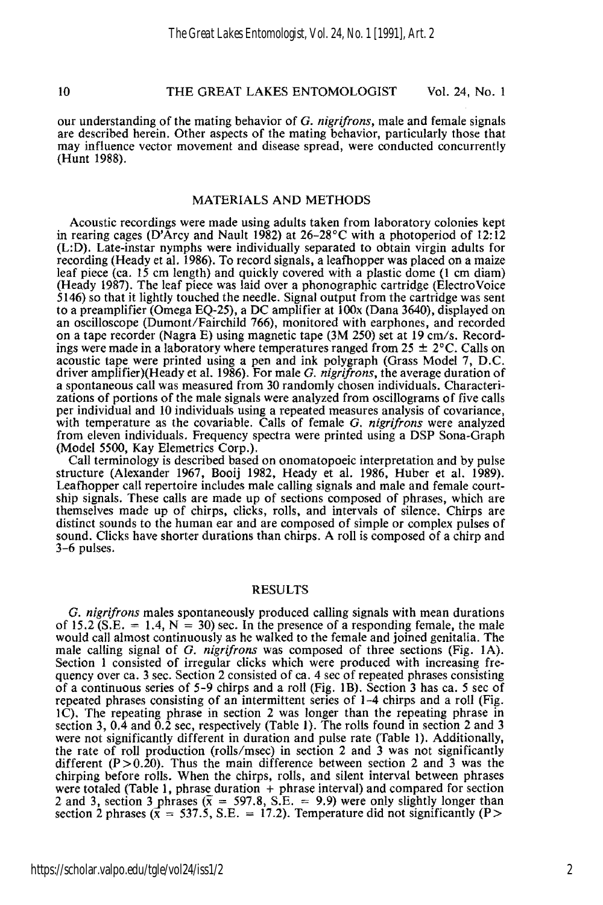our understanding of the mating behavior of *G. nigrifrons*, male and female signals are described herein. Other aspects of the mating behavior, particularly those that may influence vector movement and disease spread, were conducted concurrently (Hunt 1988).

## MATERIALS AND METHODS

Acoustic recordings were made using adults taken from laboratory colonies kept in rearing cages (D'Arcy and Nault 1982) at 26–28°C with a photoperiod of 12:12 (L:D). Late-instar nymphs were individually separated to obtain virgin adults for recording (Heady et al. 1986). To record signals, a leafhopper was placed on a maize leaf piece (ca. 15 cm length) and quickly covered with a plastic dome (1 cm diam) (Heady 1987). The leaf piece was laid over a phonographic cartridge (ElectroVoice 5146) so that it lightly touched the needle. Signal output from the cartridge was sent to a preamplifier (Omega EQ-25), a DC amplifier at 100x (Dana 3640), displayed on an oscilloscope (Dumont/Fairchild 766), monitored with earphones, and recorded on a tape recorder (Nagra E) using magnetic tape (3M 250) set at 19 cm/s. Recordings were made in a laboratory where temperatures ranged from 25 ± 2°C. Calls on acoustic tape were printed using a pen and ink polygraph (Grass Model 7, D.C. driver amplifier)(Heady et al. 1986). For male *G. nigrifrons*, the average duration of a spontaneous call was measured from 30 randomly chosen individuals. Characterizations of portions of the male signals were analyzed from oscillograms of five calls per individual and 10 individuals using a repeated measures analysis of covariance, with temperature as the covariable. Calls of female *G. nigrifrons* were analyzed from eleven individuals. Frequency spectra were printed using a DSP Sona-Graph (Model 5500, Kay Elemetrics Corp.).

Call terminology is described based on onomatopoeic interpretation and by pulse structure (Alexander 1967, Booij 1982, Heady et al. 1986, Huber et al. 1989). Leafhopper call repertoire includes male calling signals and male and female courtship signals. These calls are made up of sections composed of phrases, which are themselves made up of chirps, clicks, rolls, and intervals of silence. Chirps are distinct sounds to the human ear and are composed of simple or complex pulses of sound. Clicks have shorter durations than chirps. A roll is composed of a chirp and 3–6 pulses.

## RESULTS

*G. nigrifrons* males spontaneously produced calling signals with mean durations of 15.2 (S.E. = 1.4, N = 30) sec. In the presence of a responding female, the male would call almost continuously as he walked to the female and joined genitalia. The male calling signal of *G. nigrifrons* was composed of three sections (Fig. 1A). Section 1 consisted of irregular clicks which were produced with increasing frequency over ca. 3 sec. Section 2 consisted of ca. 4 sec of repeated phrases consisting of a continuous series of 5–9 chirps and a roll (Fig. 1B). Section 3 has ca. 5 sec of repeated phrases consisting of an intermittent series of 1–4 chirps and a roll (Fig. 1C). The repeating phrase in section 2 was longer than the repeating phrase in section 3, 0.4 and 0.2 sec, respectively (Table 1). The rolls found in section 2 and 3 were not significantly different in duration and pulse rate (Table 1). Additionally, the rate of roll production (rolls/msec) in section 2 and 3 was not significantly different ($P > 0.20$). Thus the main difference between section 2 and 3 was the chirping before rolls. When the chirps, rolls, and silent interval between phrases were totaled (Table 1, phrase duration + phrase interval) and compared for section 2 and 3, section 3 phrases ($\bar{x}$ = 597.8, S.E. = 9.9) were only slightly longer than section 2 phrases ($\bar{x}$ = 537.5, S.E. = 17.2). Temperature did not significantly ($P >$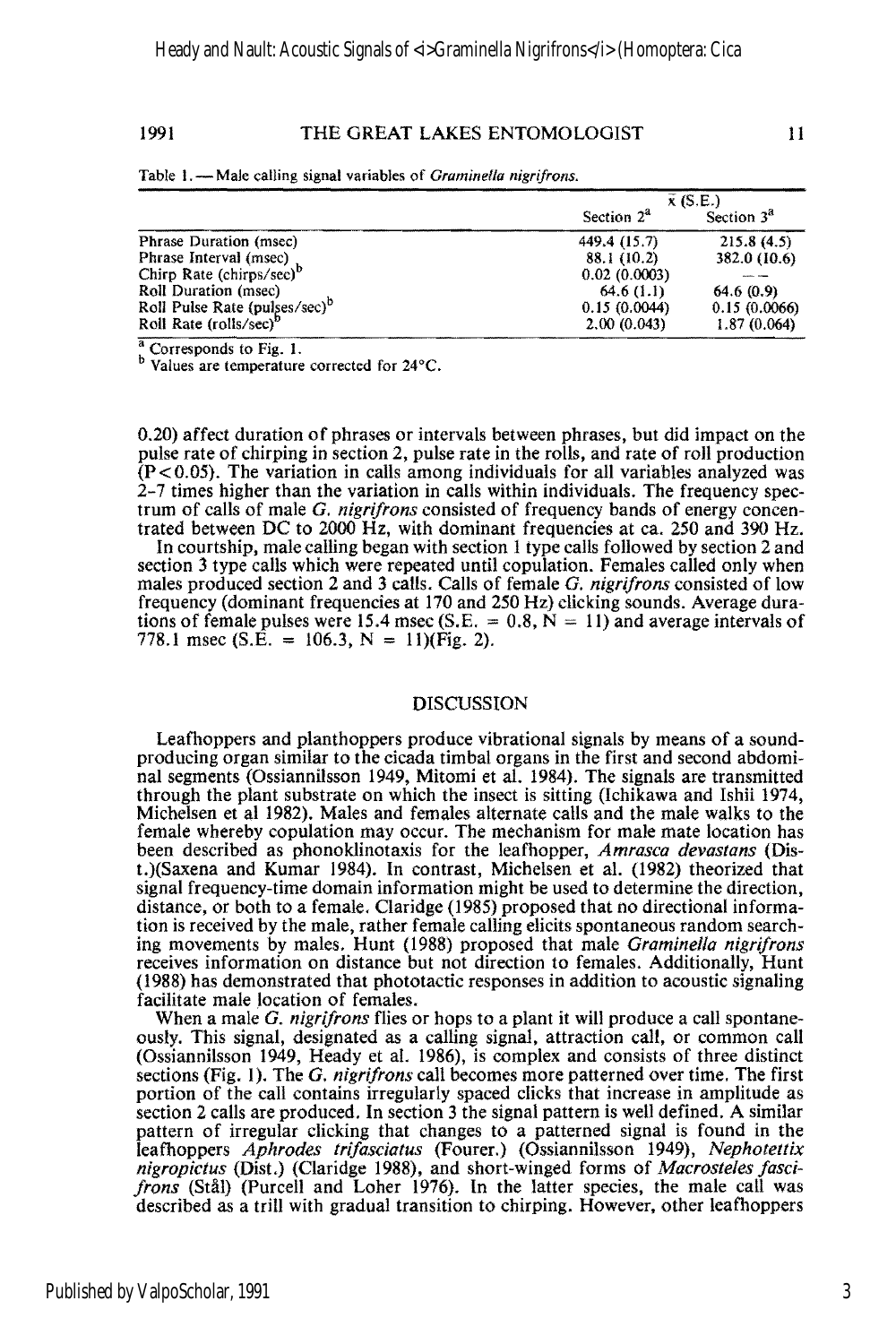Table 1.—Male calling signal variables of *Graminella nigrifrons*.

| | $\bar{x}$ (S.E.) | |
|---|---|---|
| | Section 2[a] | Section 3[a] |
| Phrase Duration (msec) | 449.4 (15.7) | 215.8 (4.5) |
| Phrase Interval (msec) | 88.1 (10.2) | 382.0 (10.6) |
| Chirp Rate (chirps/sec)[b] | 0.02 (0.0003) | — — |
| Roll Duration (msec) | 64.6 (1.1) | 64.6 (0.9) |
| Roll Pulse Rate (pulses/sec)[b] | 0.15 (0.0044) | 0.15 (0.0066) |
| Roll Rate (rolls/sec)[b] | 2.00 (0.043) | 1.87 (0.064) |

[a] Corresponds to Fig. 1.
[b] Values are temperature corrected for 24°C.

0.20) affect duration of phrases or intervals between phrases, but did impact on the pulse rate of chirping in section 2, pulse rate in the rolls, and rate of roll production ($P < 0.05$). The variation in calls among individuals for all variables analyzed was 2–7 times higher than the variation in calls within individuals. The frequency spectrum of calls of male *G. nigrifrons* consisted of frequency bands of energy concentrated between DC to 2000 Hz, with dominant frequencies at ca. 250 and 390 Hz.

In courtship, male calling began with section 1 type calls followed by section 2 and section 3 type calls which were repeated until copulation. Females called only when males produced section 2 and 3 calls. Calls of female *G. nigrifrons* consisted of low frequency (dominant frequencies at 170 and 250 Hz) clicking sounds. Average durations of female pulses were 15.4 msec (S.E. = 0.8, N = 11) and average intervals of 778.1 msec (S.E. = 106.3, N = 11)(Fig. 2).

## DISCUSSION

Leafhoppers and planthoppers produce vibrational signals by means of a sound-producing organ similar to the cicada timbal organs in the first and second abdominal segments (Ossiannilsson 1949, Mitomi et al. 1984). The signals are transmitted through the plant substrate on which the insect is sitting (Ichikawa and Ishii 1974, Michelsen et al 1982). Males and females alternate calls and the male walks to the female whereby copulation may occur. The mechanism for male mate location has been described as phonoklinotaxis for the leafhopper, *Amrasca devastans* (Dist.)(Saxena and Kumar 1984). In contrast, Michelsen et al. (1982) theorized that signal frequency-time domain information might be used to determine the direction, distance, or both to a female. Claridge (1985) proposed that no directional information is received by the male, rather female calling elicits spontaneous random searching movements by males. Hunt (1988) proposed that male *Graminella nigrifrons* receives information on distance but not direction to females. Additionally, Hunt (1988) has demonstrated that phototactic responses in addition to acoustic signaling facilitate male location of females.

When a male *G. nigrifrons* flies or hops to a plant it will produce a call spontaneously. This signal, designated as a calling signal, attraction call, or common call (Ossiannilsson 1949, Heady et al. 1986), is complex and consists of three distinct sections (Fig. 1). The *G. nigrifrons* call becomes more patterned over time. The first portion of the call contains irregularly spaced clicks that increase in amplitude as section 2 calls are produced. In section 3 the signal pattern is well defined. A similar pattern of irregular clicking that changes to a patterned signal is found in the leafhoppers *Aphrodes trifasciatus* (Fourer.) (Ossiannilsson 1949), *Nephotettix nigropictus* (Dist.) (Claridge 1988), and short-winged forms of *Macrosteles fascifrons* (Stål) (Purcell and Loher 1976). In the latter species, the male call was described as a trill with gradual transition to chirping. However, other leafhoppers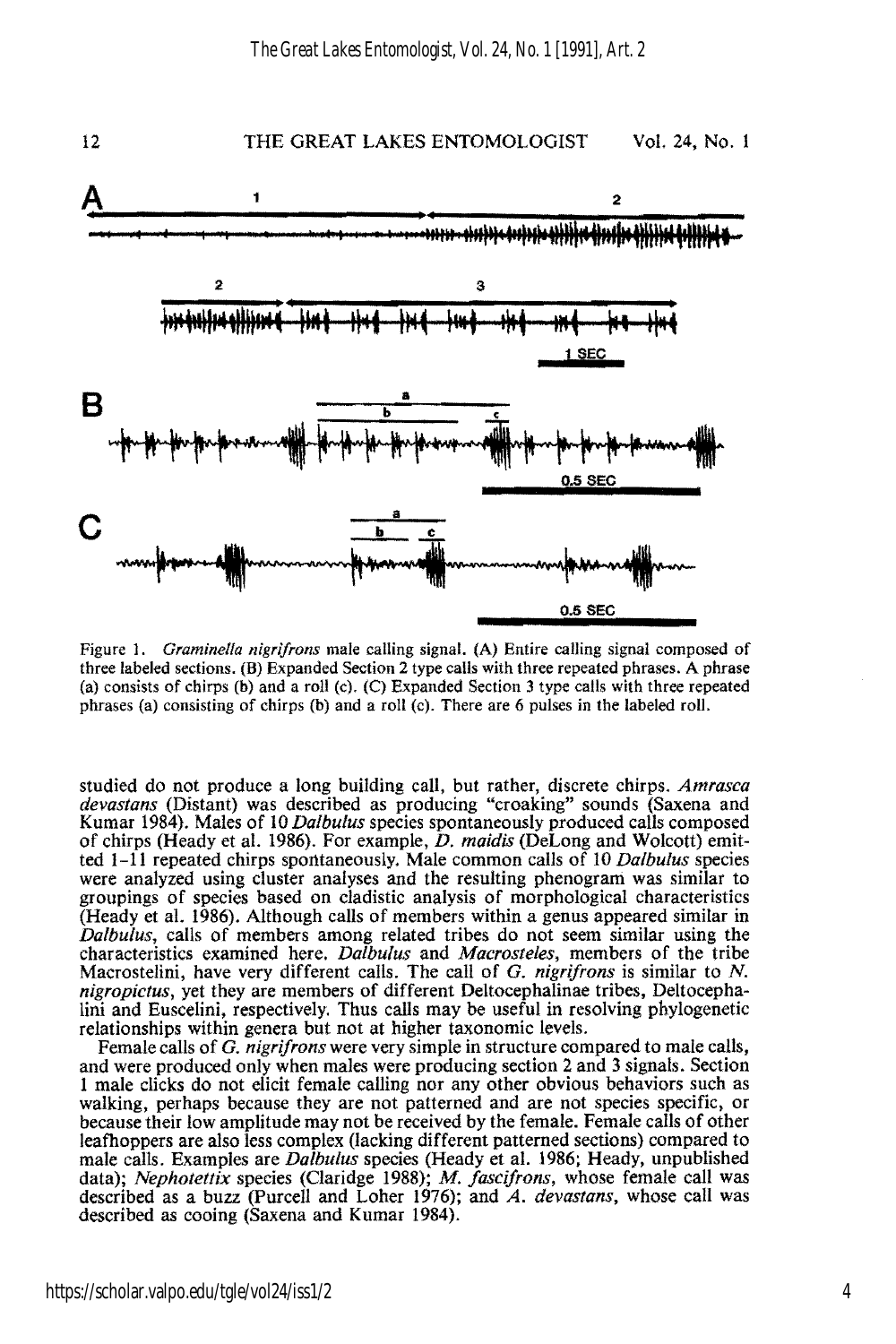Figure 1. *Graminella nigrifrons* male calling signal. (A) Entire calling signal composed of three labeled sections. (B) Expanded Section 2 type calls with three repeated phrases. A phrase (a) consists of chirps (b) and a roll (c). (C) Expanded Section 3 type calls with three repeated phrases (a) consisting of chirps (b) and a roll (c). There are 6 pulses in the labeled roll.

studied do not produce a long building call, but rather, discrete chirps. *Amrasca devastans* (Distant) was described as producing "croaking" sounds (Saxena and Kumar 1984). Males of 10 *Dalbulus* species spontaneously produced calls composed of chirps (Heady et al. 1986). For example, *D. maidis* (DeLong and Wolcott) emitted 1–11 repeated chirps spontaneously. Male common calls of 10 *Dalbulus* species were analyzed using cluster analyses and the resulting phenogram was similar to groupings of species based on cladistic analysis of morphological characteristics (Heady et al. 1986). Although calls of members within a genus appeared similar in *Dalbulus*, calls of members among related tribes do not seem similar using the characteristics examined here. *Dalbulus* and *Macrosteles*, members of the tribe Macrostelini, have very different calls. The call of *G. nigrifrons* is similar to *N. nigropictus*, yet they are members of different Deltocephalinae tribes, Deltocephalini and Euscelini, respectively. Thus calls may be useful in resolving phylogenetic relationships within genera but not at higher taxonomic levels.

Female calls of *G. nigrifrons* were very simple in structure compared to male calls, and were produced only when males were producing section 2 and 3 signals. Section 1 male clicks do not elicit female calling nor any other obvious behaviors such as walking, perhaps because they are not patterned and are not species specific, or because their low amplitude may not be received by the female. Female calls of other leafhoppers are also less complex (lacking different patterned sections) compared to male calls. Examples are *Dalbulus* species (Heady et al. 1986; Heady, unpublished data); *Nephotettix* species (Claridge 1988); *M. fascifrons*, whose female call was described as a buzz (Purcell and Loher 1976); and *A. devastans*, whose call was described as cooing (Saxena and Kumar 1984).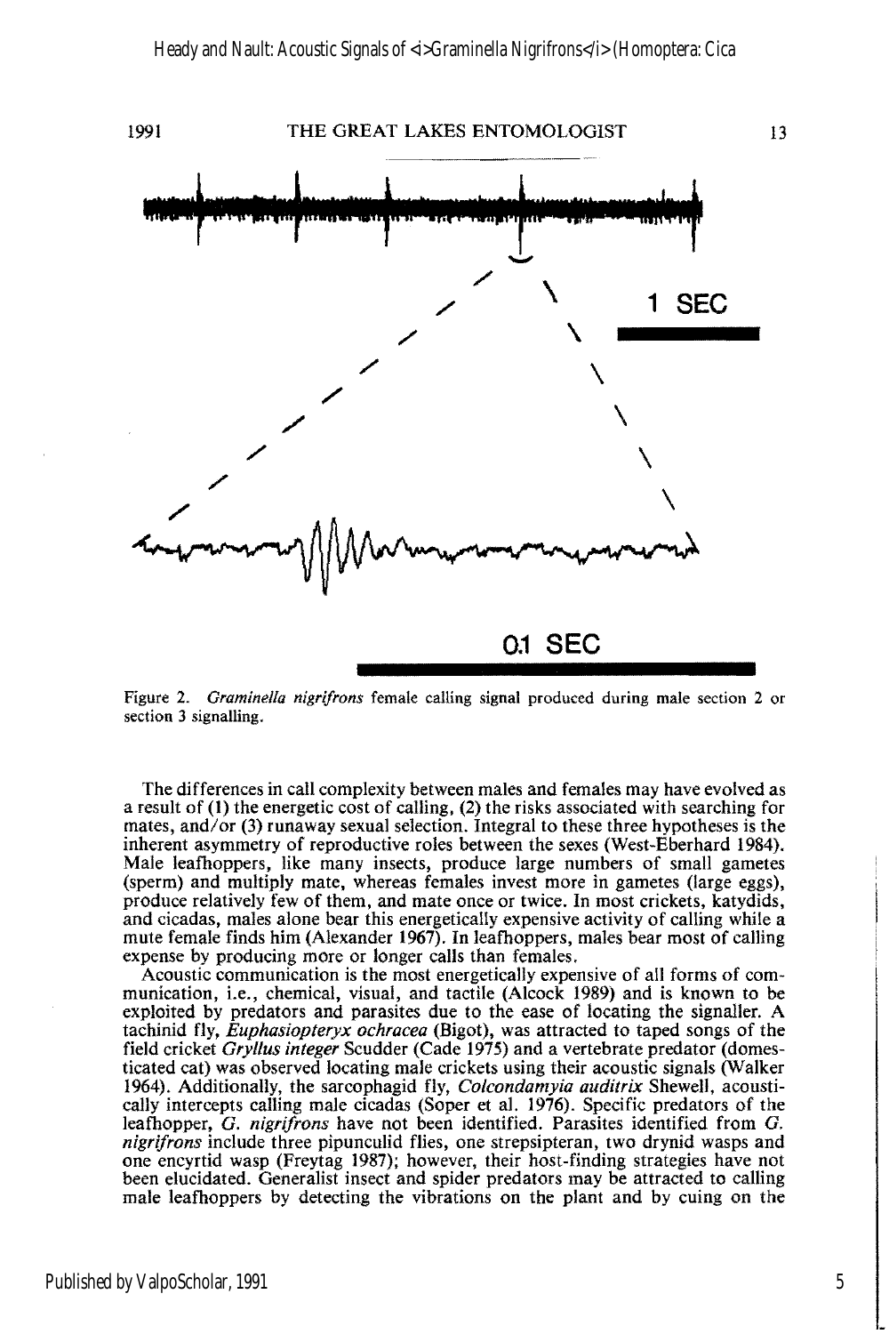Figure 2. *Graminella nigrifrons* female calling signal produced during male section 2 or section 3 signalling.

The differences in call complexity between males and females may have evolved as a result of (1) the energetic cost of calling, (2) the risks associated with searching for mates, and/or (3) runaway sexual selection. Integral to these three hypotheses is the inherent asymmetry of reproductive roles between the sexes (West-Eberhard 1984). Male leafhoppers, like many insects, produce large numbers of small gametes (sperm) and multiply mate, whereas females invest more in gametes (large eggs), produce relatively few of them, and mate once or twice. In most crickets, katydids, and cicadas, males alone bear this energetically expensive activity of calling while a mute female finds him (Alexander 1967). In leafhoppers, males bear most of calling expense by producing more or longer calls than females.

Acoustic communication is the most energetically expensive of all forms of communication, i.e., chemical, visual, and tactile (Alcock 1989) and is known to be exploited by predators and parasites due to the ease of locating the signaller. A tachinid fly, *Euphasiopteryx ochracea* (Bigot), was attracted to taped songs of the field cricket *Gryllus integer* Scudder (Cade 1975) and a vertebrate predator (domesticated cat) was observed locating male crickets using their acoustic signals (Walker 1964). Additionally, the sarcophagid fly, *Colcondamyia auditrix* Shewell, acoustically intercepts calling male cicadas (Soper et al. 1976). Specific predators of the leafhopper, *G. nigrifrons* have not been identified. Parasites identified from *G. nigrifrons* include three pipunculid flies, one strepsipteran, two drynid wasps and one encyrtid wasp (Freytag 1987); however, their host-finding strategies have not been elucidated. Generalist insect and spider predators may be attracted to calling male leafhoppers by detecting the vibrations on the plant and by cuing on the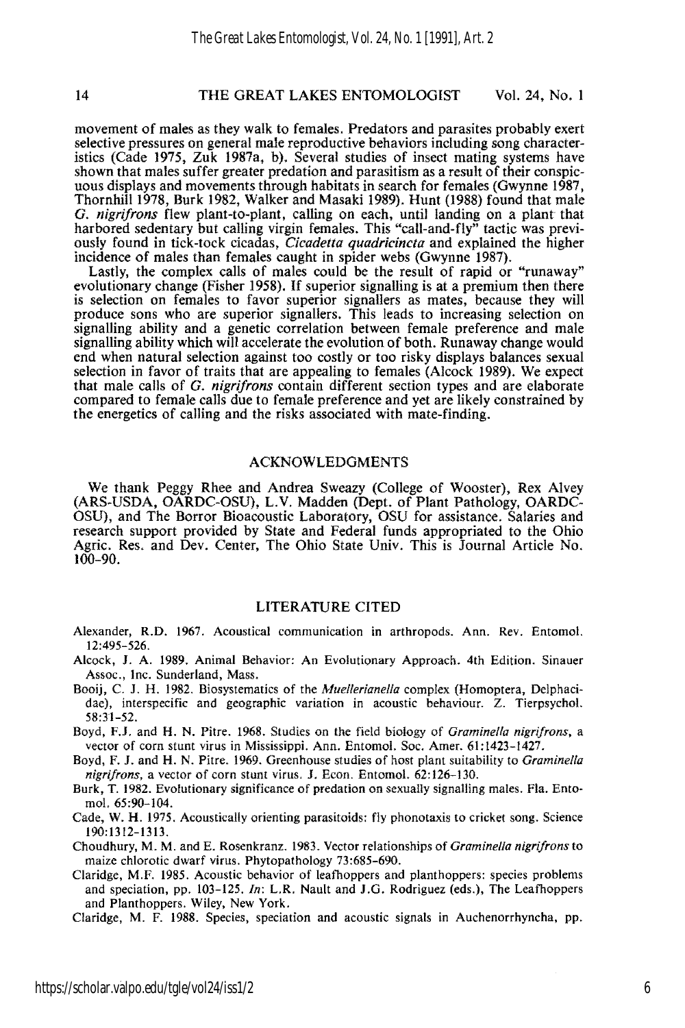movement of males as they walk to females. Predators and parasites probably exert selective pressures on general male reproductive behaviors including song characteristics (Cade 1975, Zuk 1987a, b). Several studies of insect mating systems have shown that males suffer greater predation and parasitism as a result of their conspicuous displays and movements through habitats in search for females (Gwynne 1987, Thornhill 1978, Burk 1982, Walker and Masaki 1989). Hunt (1988) found that male *G. nigrifrons* flew plant-to-plant, calling on each, until landing on a plant that harbored sedentary but calling virgin females. This "call-and-fly" tactic was previously found in tick-tock cicadas, *Cicadetta quadricincta* and explained the higher incidence of males than females caught in spider webs (Gwynne 1987).

Lastly, the complex calls of males could be the result of rapid or "runaway" evolutionary change (Fisher 1958). If superior signalling is at a premium then there is selection on females to favor superior signallers as mates, because they will produce sons who are superior signallers. This leads to increasing selection on signalling ability and a genetic correlation between female preference and male signalling ability which will accelerate the evolution of both. Runaway change would end when natural selection against too costly or too risky displays balances sexual selection in favor of traits that are appealing to females (Alcock 1989). We expect that male calls of *G. nigrifrons* contain different section types and are elaborate compared to female calls due to female preference and yet are likely constrained by the energetics of calling and the risks associated with mate-finding.

## ACKNOWLEDGMENTS

We thank Peggy Rhee and Andrea Sweazy (College of Wooster), Rex Alvey (ARS-USDA, OARDC-OSU), L.V. Madden (Dept. of Plant Pathology, OARDC-OSU), and The Borror Bioacoustic Laboratory, OSU for assistance. Salaries and research support provided by State and Federal funds appropriated to the Ohio Agric. Res. and Dev. Center, The Ohio State Univ. This is Journal Article No. 100-90.

## LITERATURE CITED

Alexander, R.D. 1967. Acoustical communication in arthropods. Ann. Rev. Entomol. 12:495–526.

Alcock, J. A. 1989. Animal Behavior: An Evolutionary Approach. 4th Edition. Sinauer Assoc., Inc. Sunderland, Mass.

Booij, C. J. H. 1982. Biosystematics of the *Muellerianella* complex (Homoptera, Delphacidae), interspecific and geographic variation in acoustic behaviour. Z. Tierpsychol. 58:31–52.

Boyd, F.J. and H. N. Pitre. 1968. Studies on the field biology of *Graminella nigrifrons*, a vector of corn stunt virus in Mississippi. Ann. Entomol. Soc. Amer. 61:1423–1427.

Boyd, F. J. and H. N. Pitre. 1969. Greenhouse studies of host plant suitability to *Graminella nigrifrons*, a vector of corn stunt virus. J. Econ. Entomol. 62:126–130.

Burk, T. 1982. Evolutionary significance of predation on sexually signalling males. Fla. Entomol. 65:90–104.

Cade, W. H. 1975. Acoustically orienting parasitoids: fly phonotaxis to cricket song. Science 190:1312–1313.

Choudhury, M. M. and E. Rosenkranz. 1983. Vector relationships of *Graminella nigrifrons* to maize chlorotic dwarf virus. Phytopathology 73:685–690.

Claridge, M.F. 1985. Acoustic behavior of leafhoppers and planthoppers: species problems and speciation, pp. 103–125. *In*: L.R. Nault and J.G. Rodriguez (eds.), The Leafhoppers and Planthoppers. Wiley, New York.

Claridge, M. F. 1988. Species, speciation and acoustic signals in Auchenorrhyncha, pp.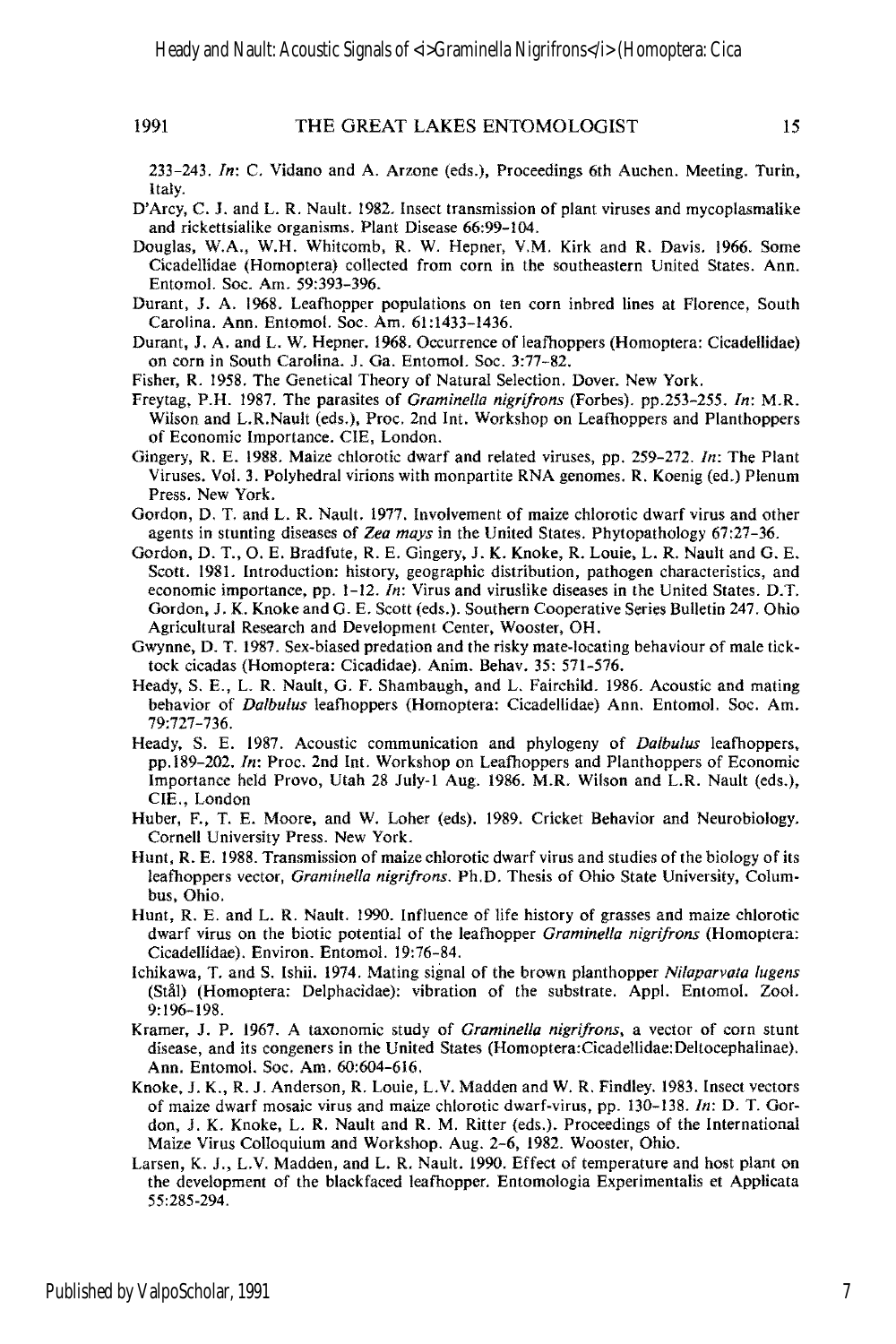233–243. *In*: C. Vidano and A. Arzone (eds.), Proceedings 6th Auchen. Meeting. Turin, Italy.

D'Arcy, C. J. and L. R. Nault. 1982. Insect transmission of plant viruses and mycoplasmalike and rickettsialike organisms. Plant Disease 66:99–104.

Douglas, W.A., W.H. Whitcomb, R. W. Hepner, V.M. Kirk and R. Davis. 1966. Some Cicadellidae (Homoptera) collected from corn in the southeastern United States. Ann. Entomol. Soc. Am. 59:393–396.

Durant, J. A. 1968. Leafhopper populations on ten corn inbred lines at Florence, South Carolina. Ann. Entomol. Soc. Am. 61:1433–1436.

Durant, J. A. and L. W. Hepner. 1968. Occurrence of leafhoppers (Homoptera: Cicadellidae) on corn in South Carolina. J. Ga. Entomol. Soc. 3:77–82.

Fisher, R. 1958. The Genetical Theory of Natural Selection. Dover. New York.

Freytag, P.H. 1987. The parasites of *Graminella nigrifrons* (Forbes). pp.253–255. *In*: M.R. Wilson and L.R.Nault (eds.), Proc. 2nd Int. Workshop on Leafhoppers and Planthoppers of Economic Importance. CIE, London.

Gingery, R. E. 1988. Maize chlorotic dwarf and related viruses, pp. 259–272. *In*: The Plant Viruses. Vol. 3. Polyhedral virions with monpartite RNA genomes. R. Koenig (ed.) Plenum Press. New York.

Gordon, D. T. and L. R. Nault. 1977. Involvement of maize chlorotic dwarf virus and other agents in stunting diseases of *Zea mays* in the United States. Phytopathology 67:27–36.

Gordon, D. T., O. E. Bradfute, R. E. Gingery, J. K. Knoke, R. Louie, L. R. Nault and G. E. Scott. 1981. Introduction: history, geographic distribution, pathogen characteristics, and economic importance, pp. 1–12. *In*: Virus and viruslike diseases in the United States. D.T. Gordon, J. K. Knoke and G. E. Scott (eds.). Southern Cooperative Series Bulletin 247. Ohio Agricultural Research and Development Center, Wooster, OH.

Gwynne, D. T. 1987. Sex-biased predation and the risky mate-locating behaviour of male tick-tock cicadas (Homoptera: Cicadidae). Anim. Behav. 35: 571–576.

Heady, S. E., L. R. Nault, G. F. Shambaugh, and L. Fairchild. 1986. Acoustic and mating behavior of *Dalbulus* leafhoppers (Homoptera: Cicadellidae) Ann. Entomol. Soc. Am. 79:727–736.

Heady, S. E. 1987. Acoustic communication and phylogeny of *Dalbulus* leafhoppers, pp.189–202. *In*: Proc. 2nd Int. Workshop on Leafhoppers and Planthoppers of Economic Importance held Provo, Utah 28 July-1 Aug. 1986. M.R. Wilson and L.R. Nault (eds.), CIE., London

Huber, F., T. E. Moore, and W. Loher (eds). 1989. Cricket Behavior and Neurobiology. Cornell University Press. New York.

Hunt, R. E. 1988. Transmission of maize chlorotic dwarf virus and studies of the biology of its leafhoppers vector, *Graminella nigrifrons*. Ph.D. Thesis of Ohio State University, Columbus, Ohio.

Hunt, R. E. and L. R. Nault. 1990. Influence of life history of grasses and maize chlorotic dwarf virus on the biotic potential of the leafhopper *Graminella nigrifrons* (Homoptera: Cicadellidae). Environ. Entomol. 19:76–84.

Ichikawa, T. and S. Ishii. 1974. Mating signal of the brown planthopper *Nilaparvata lugens* (Stål) (Homoptera: Delphacidae): vibration of the substrate. Appl. Entomol. Zool. 9:196–198.

Kramer, J. P. 1967. A taxonomic study of *Graminella nigrifrons*, a vector of corn stunt disease, and its congeners in the United States (Homoptera:Cicadellidae:Deltocephalinae). Ann. Entomol. Soc. Am. 60:604–616.

Knoke, J. K., R. J. Anderson, R. Louie, L.V. Madden and W. R. Findley. 1983. Insect vectors of maize dwarf mosaic virus and maize chlorotic dwarf-virus, pp. 130–138. *In*: D. T. Gordon, J. K. Knoke, L. R. Nault and R. M. Ritter (eds.). Proceedings of the International Maize Virus Colloquium and Workshop. Aug. 2–6, 1982. Wooster, Ohio.

Larsen, K. J., L.V. Madden, and L. R. Nault. 1990. Effect of temperature and host plant on the development of the blackfaced leafhopper. Entomologia Experimentalis et Applicata 55:285–294.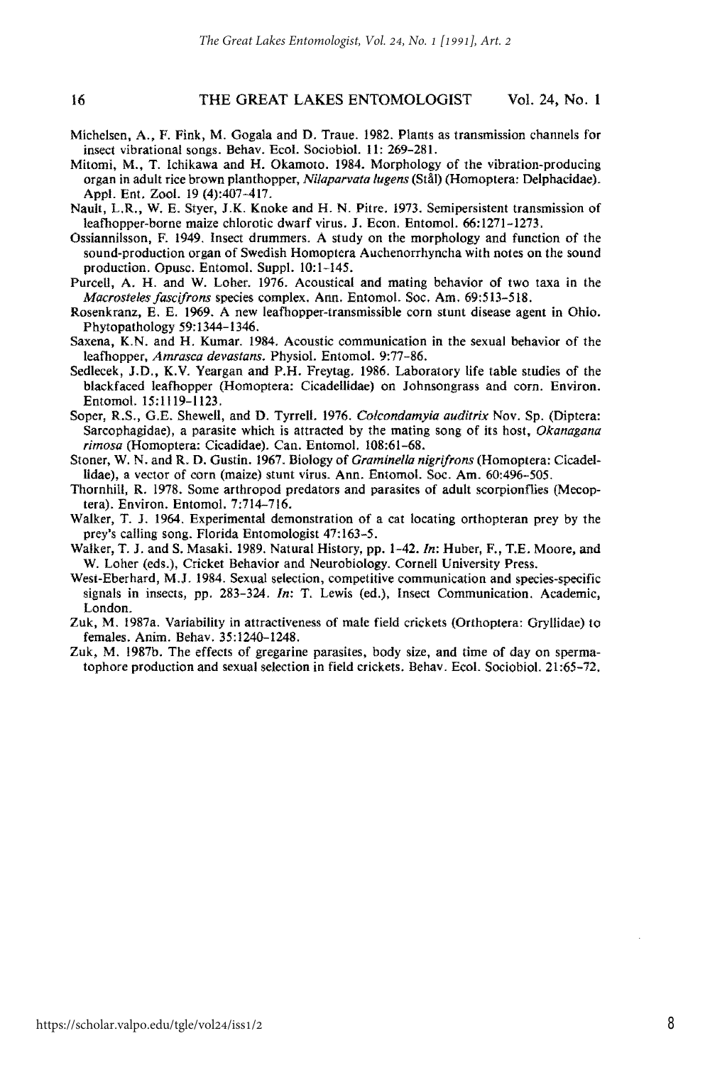Michelsen, A., F. Fink, M. Gogala and D. Traue. 1982. Plants as transmission channels for insect vibrational songs. Behav. Ecol. Sociobiol. 11: 269–281.

Mitomi, M., T. Ichikawa and H. Okamoto. 1984. Morphology of the vibration-producing organ in adult rice brown planthopper, *Nilaparvata lugens* (Stål) (Homoptera: Delphacidae). Appl. Ent. Zool. 19 (4):407–417.

Nault, L.R., W. E. Styer, J.K. Knoke and H. N. Pitre. 1973. Semipersistent transmission of leafhopper-borne maize chlorotic dwarf virus. J. Econ. Entomol. 66:1271–1273.

Ossiannilsson, F. 1949. Insect drummers. A study on the morphology and function of the sound-production organ of Swedish Homoptera Auchenorrhyncha with notes on the sound production. Opusc. Entomol. Suppl. 10:1–145.

Purcell, A. H. and W. Loher. 1976. Acoustical and mating behavior of two taxa in the *Macrosteles fascifrons* species complex. Ann. Entomol. Soc. Am. 69:513–518.

Rosenkranz, E. E. 1969. A new leafhopper-transmissible corn stunt disease agent in Ohio. Phytopathology 59:1344–1346.

Saxena, K.N. and H. Kumar. 1984. Acoustic communication in the sexual behavior of the leafhopper, *Amrasca devastans*. Physiol. Entomol. 9:77–86.

Sedlecek, J.D., K.V. Yeargan and P.H. Freytag. 1986. Laboratory life table studies of the blackfaced leafhopper (Homoptera: Cicadellidae) on Johnsongrass and corn. Environ. Entomol. 15:1119–1123.

Soper, R.S., G.E. Shewell, and D. Tyrrell. 1976. *Colcondamyia auditrix* Nov. Sp. (Diptera: Sarcophagidae), a parasite which is attracted by the mating song of its host, *Okanagana rimosa* (Homoptera: Cicadidae). Can. Entomol. 108:61–68.

Stoner, W. N. and R. D. Gustin. 1967. Biology of *Graminella nigrifrons* (Homoptera: Cicadellidae), a vector of corn (maize) stunt virus. Ann. Entomol. Soc. Am. 60:496–505.

Thornhill, R. 1978. Some arthropod predators and parasites of adult scorpionflies (Mecoptera). Environ. Entomol. 7:714–716.

Walker, T. J. 1964. Experimental demonstration of a cat locating orthopteran prey by the prey's calling song. Florida Entomologist 47:163–5.

Walker, T. J. and S. Masaki. 1989. Natural History, pp. 1–42. *In*: Huber, F., T.E. Moore, and W. Loher (eds.), Cricket Behavior and Neurobiology. Cornell University Press.

West-Eberhard, M.J. 1984. Sexual selection, competitive communication and species-specific signals in insects, pp. 283–324. *In*: T. Lewis (ed.), Insect Communication. Academic, London.

Zuk, M. 1987a. Variability in attractiveness of male field crickets (Orthoptera: Gryllidae) to females. Anim. Behav. 35:1240–1248.

Zuk, M. 1987b. The effects of gregarine parasites, body size, and time of day on spermatophore production and sexual selection in field crickets. Behav. Ecol. Sociobiol. 21:65–72.